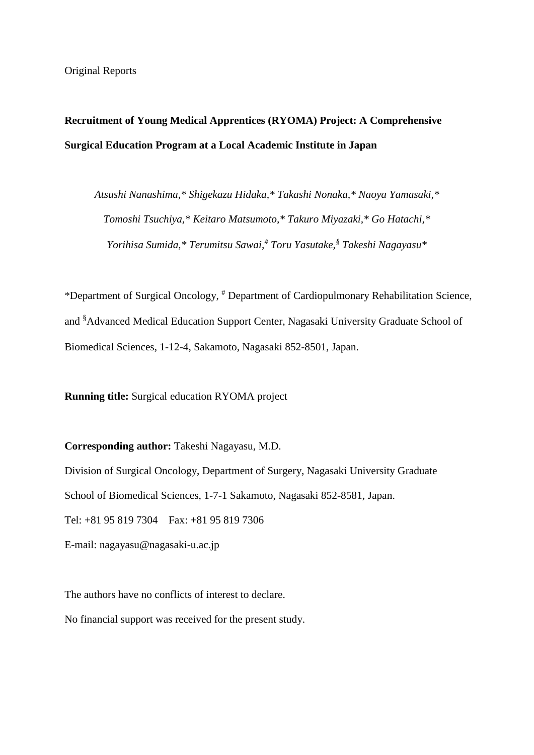Original Reports

# Recruitment of Young Medical Apprentices (RYOMA) Project: A Comprehensive Surgical Education Program at a Local Academic Institute in Japan

*Atsushi Nanashima,* Shigekazu Hidaka,* Takashi Nonaka,* Naoya Yamasaki,* Tomoshi Tsuchiya,* Keitaro Matsumoto,* Takuro Miyazaki,* Go Hatachi,* Yorihisa Sumida,* Terumitsu Sawai,[#] Toru Yasutake,[§] Takeshi Nagayasu**

*Department of Surgical Oncology, [#] Department of Cardiopulmonary Rehabilitation Science, and [§]Advanced Medical Education Support Center, Nagasaki University Graduate School of Biomedical Sciences, 1-12-4, Sakamoto, Nagasaki 852-8501, Japan.

**Running title:** Surgical education RYOMA project

**Corresponding author:** Takeshi Nagayasu, M.D.

Division of Surgical Oncology, Department of Surgery, Nagasaki University Graduate School of Biomedical Sciences, 1-7-1 Sakamoto, Nagasaki 852-8581, Japan.

Tel: +81 95 819 7304 Fax: +81 95 819 7306

E-mail: nagayasu@nagasaki-u.ac.jp

The authors have no conflicts of interest to declare.

No financial support was received for the present study.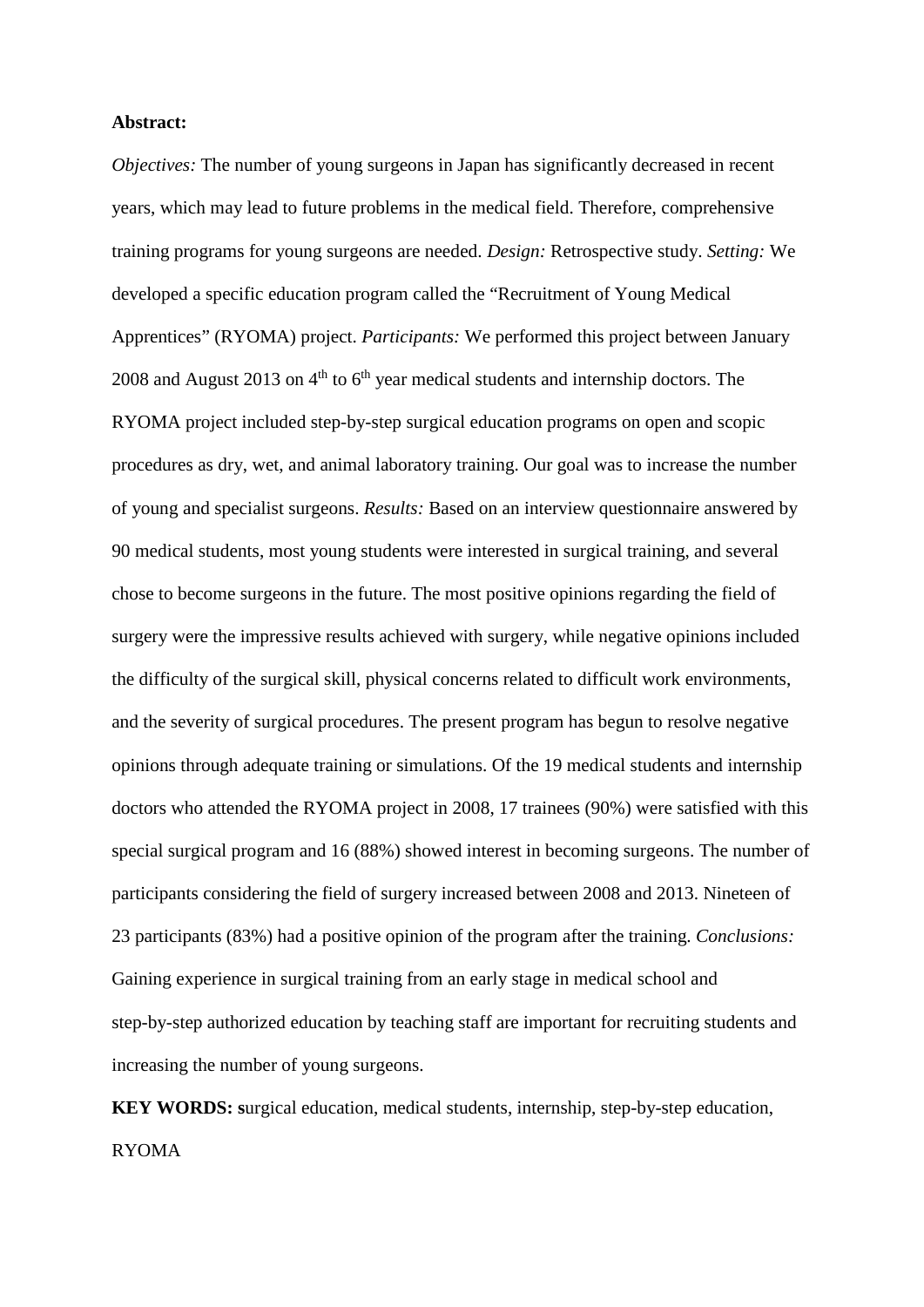**Abstract:**

*Objectives:* The number of young surgeons in Japan has significantly decreased in recent years, which may lead to future problems in the medical field. Therefore, comprehensive training programs for young surgeons are needed. *Design:* Retrospective study. *Setting:* We developed a specific education program called the "Recruitment of Young Medical Apprentices" (RYOMA) project. *Participants:* We performed this project between January 2008 and August 2013 on 4th to 6th year medical students and internship doctors. The RYOMA project included step-by-step surgical education programs on open and scopic procedures as dry, wet, and animal laboratory training. Our goal was to increase the number of young and specialist surgeons. *Results:* Based on an interview questionnaire answered by 90 medical students, most young students were interested in surgical training, and several chose to become surgeons in the future. The most positive opinions regarding the field of surgery were the impressive results achieved with surgery, while negative opinions included the difficulty of the surgical skill, physical concerns related to difficult work environments, and the severity of surgical procedures. The present program has begun to resolve negative opinions through adequate training or simulations. Of the 19 medical students and internship doctors who attended the RYOMA project in 2008, 17 trainees (90%) were satisfied with this special surgical program and 16 (88%) showed interest in becoming surgeons. The number of participants considering the field of surgery increased between 2008 and 2013. Nineteen of 23 participants (83%) had a positive opinion of the program after the training. *Conclusions:* Gaining experience in surgical training from an early stage in medical school and step-by-step authorized education by teaching staff are important for recruiting students and increasing the number of young surgeons.

**KEY WORDS: s**urgical education, medical students, internship, step-by-step education, RYOMA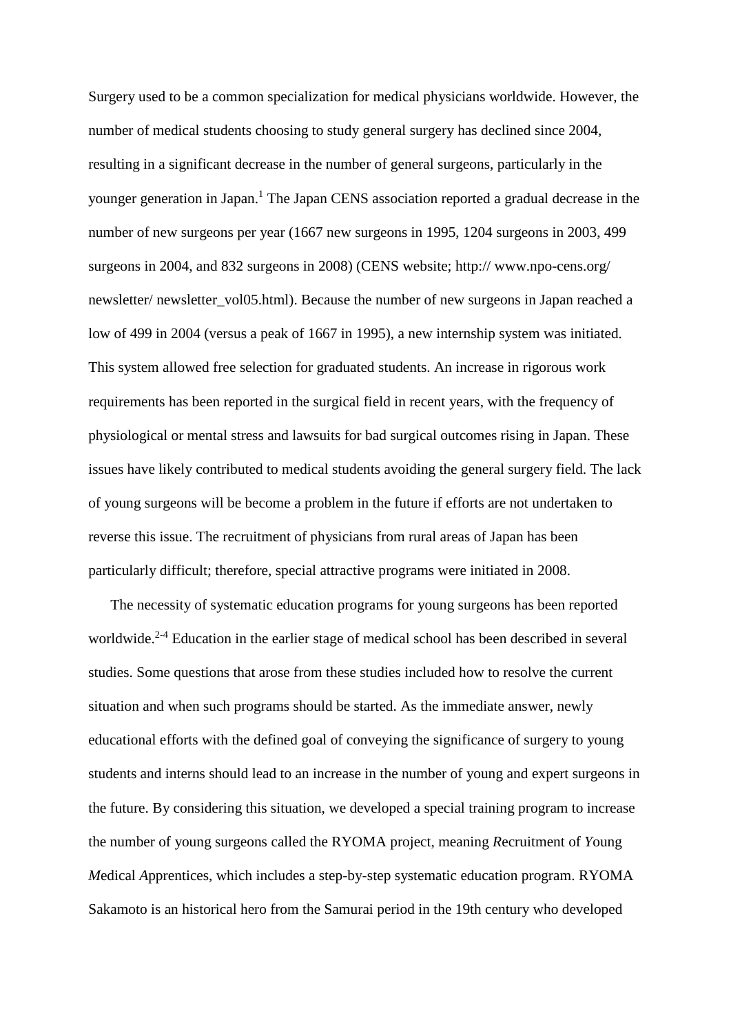Surgery used to be a common specialization for medical physicians worldwide. However, the number of medical students choosing to study general surgery has declined since 2004, resulting in a significant decrease in the number of general surgeons, particularly in the younger generation in Japan.[1] The Japan CENS association reported a gradual decrease in the number of new surgeons per year (1667 new surgeons in 1995, 1204 surgeons in 2003, 499 surgeons in 2004, and 832 surgeons in 2008) (CENS website; http:// www.npo-cens.org/ newsletter/ newsletter_vol05.html). Because the number of new surgeons in Japan reached a low of 499 in 2004 (versus a peak of 1667 in 1995), a new internship system was initiated. This system allowed free selection for graduated students. An increase in rigorous work requirements has been reported in the surgical field in recent years, with the frequency of physiological or mental stress and lawsuits for bad surgical outcomes rising in Japan. These issues have likely contributed to medical students avoiding the general surgery field. The lack of young surgeons will be become a problem in the future if efforts are not undertaken to reverse this issue. The recruitment of physicians from rural areas of Japan has been particularly difficult; therefore, special attractive programs were initiated in 2008.

The necessity of systematic education programs for young surgeons has been reported worldwide.[2-4] Education in the earlier stage of medical school has been described in several studies. Some questions that arose from these studies included how to resolve the current situation and when such programs should be started. As the immediate answer, newly educational efforts with the defined goal of conveying the significance of surgery to young students and interns should lead to an increase in the number of young and expert surgeons in the future. By considering this situation, we developed a special training program to increase the number of young surgeons called the RYOMA project, meaning *R*ecruitment of *Y*oung *M*edical *A*pprentices, which includes a step-by-step systematic education program. RYOMA Sakamoto is an historical hero from the Samurai period in the 19th century who developed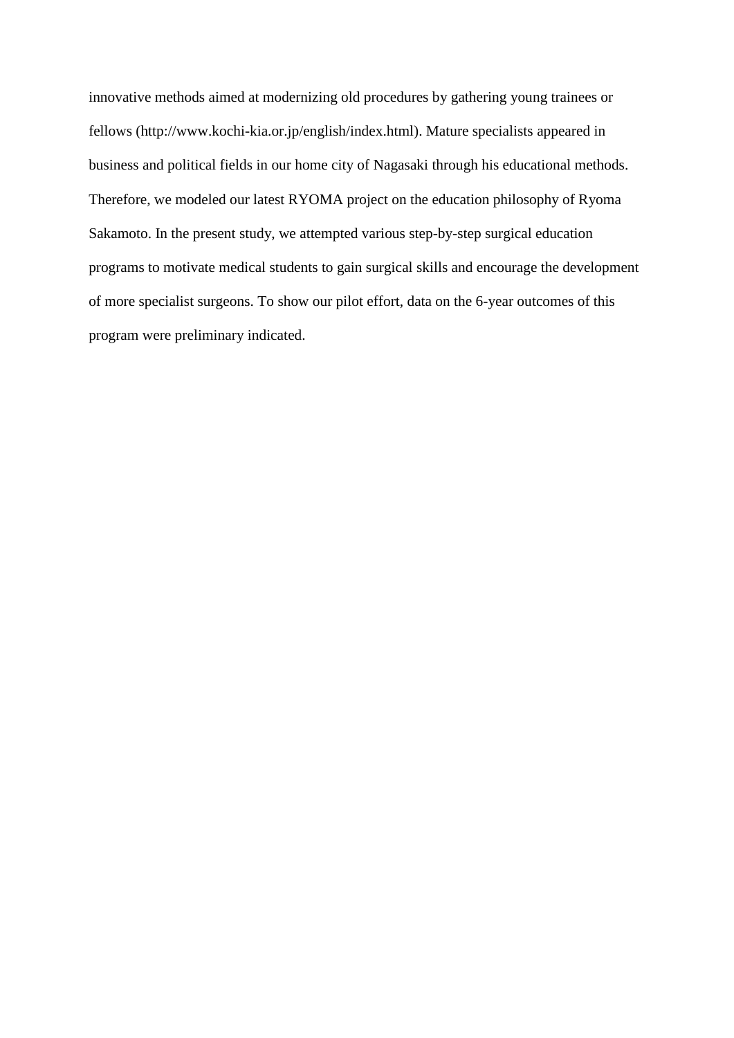innovative methods aimed at modernizing old procedures by gathering young trainees or fellows (http://www.kochi-kia.or.jp/english/index.html). Mature specialists appeared in business and political fields in our home city of Nagasaki through his educational methods. Therefore, we modeled our latest RYOMA project on the education philosophy of Ryoma Sakamoto. In the present study, we attempted various step-by-step surgical education programs to motivate medical students to gain surgical skills and encourage the development of more specialist surgeons. To show our pilot effort, data on the 6-year outcomes of this program were preliminary indicated.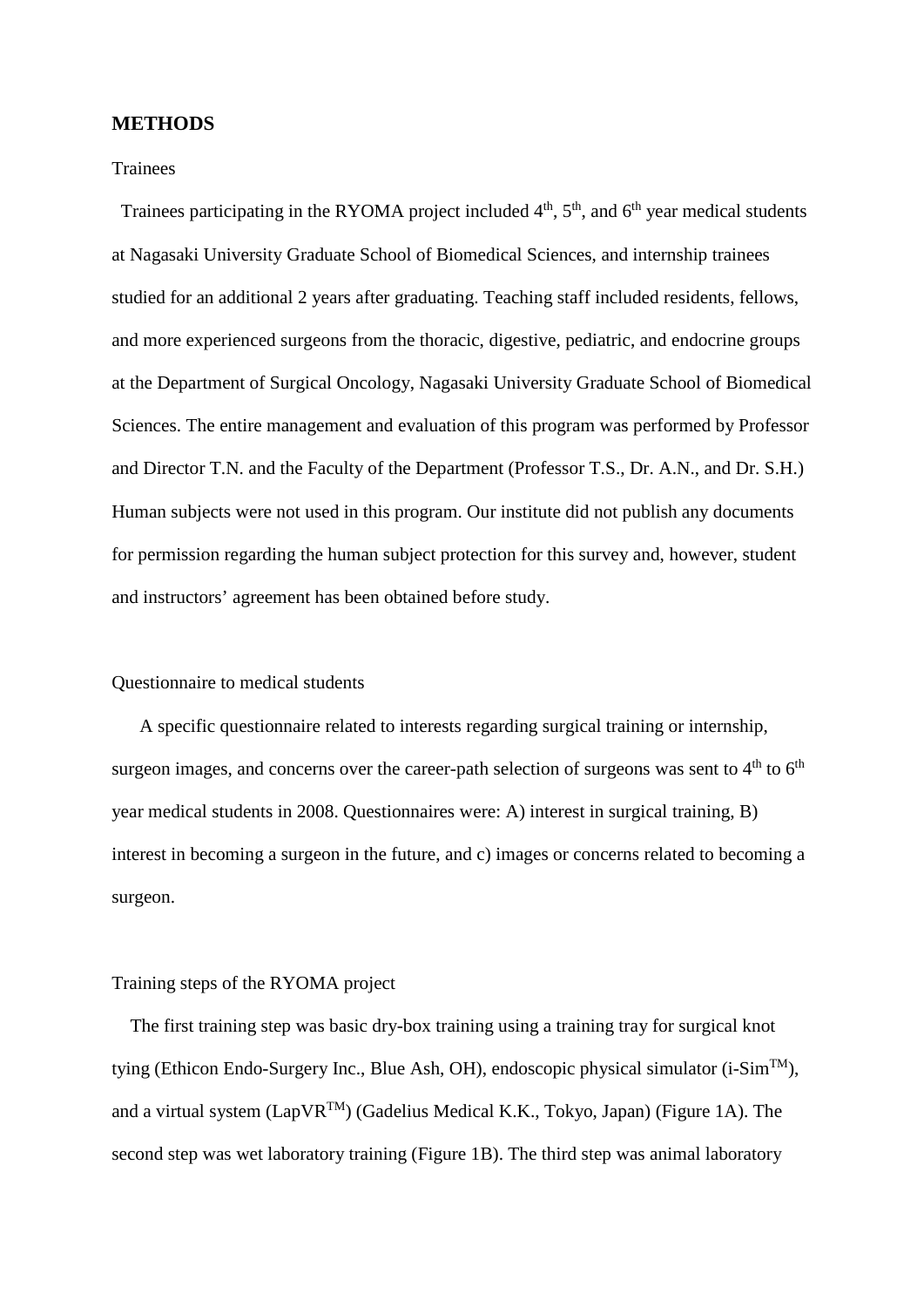## METHODS

Trainees

Trainees participating in the RYOMA project included $4^{th}$, $5^{th}$, and $6^{th}$ year medical students at Nagasaki University Graduate School of Biomedical Sciences, and internship trainees studied for an additional 2 years after graduating. Teaching staff included residents, fellows, and more experienced surgeons from the thoracic, digestive, pediatric, and endocrine groups at the Department of Surgical Oncology, Nagasaki University Graduate School of Biomedical Sciences. The entire management and evaluation of this program was performed by Professor and Director T.N. and the Faculty of the Department (Professor T.S., Dr. A.N., and Dr. S.H.) Human subjects were not used in this program. Our institute did not publish any documents for permission regarding the human subject protection for this survey and, however, student and instructors' agreement has been obtained before study.

Questionnaire to medical students

A specific questionnaire related to interests regarding surgical training or internship, surgeon images, and concerns over the career-path selection of surgeons was sent to $4^{th}$ to $6^{th}$ year medical students in 2008. Questionnaires were: A) interest in surgical training, B) interest in becoming a surgeon in the future, and c) images or concerns related to becoming a surgeon.

Training steps of the RYOMA project

The first training step was basic dry-box training using a training tray for surgical knot tying (Ethicon Endo-Surgery Inc., Blue Ash, OH), endoscopic physical simulator (i-Sim™), and a virtual system (LapVR™) (Gadelius Medical K.K., Tokyo, Japan) (Figure 1A). The second step was wet laboratory training (Figure 1B). The third step was animal laboratory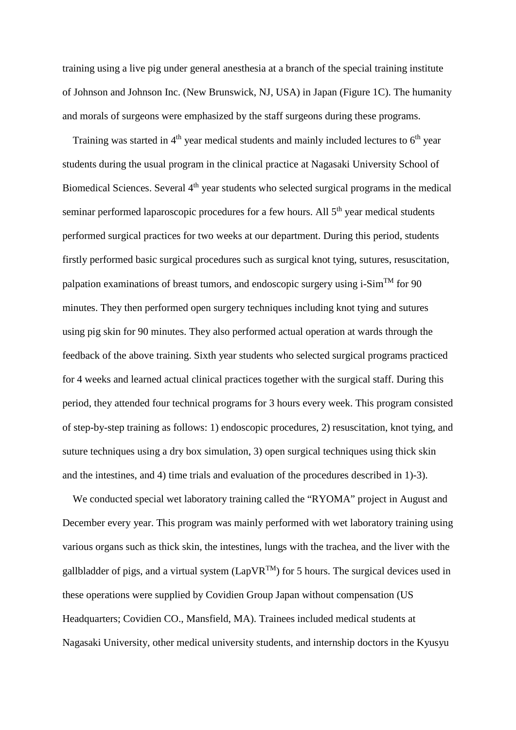training using a live pig under general anesthesia at a branch of the special training institute of Johnson and Johnson Inc. (New Brunswick, NJ, USA) in Japan (Figure 1C). The humanity and morals of surgeons were emphasized by the staff surgeons during these programs.

Training was started in 4$^{th}$ year medical students and mainly included lectures to 6$^{th}$ year students during the usual program in the clinical practice at Nagasaki University School of Biomedical Sciences. Several 4$^{th}$ year students who selected surgical programs in the medical seminar performed laparoscopic procedures for a few hours. All 5$^{th}$ year medical students performed surgical practices for two weeks at our department. During this period, students firstly performed basic surgical procedures such as surgical knot tying, sutures, resuscitation, palpation examinations of breast tumors, and endoscopic surgery using i-Sim$^{TM}$ for 90 minutes. They then performed open surgery techniques including knot tying and sutures using pig skin for 90 minutes. They also performed actual operation at wards through the feedback of the above training. Sixth year students who selected surgical programs practiced for 4 weeks and learned actual clinical practices together with the surgical staff. During this period, they attended four technical programs for 3 hours every week. This program consisted of step-by-step training as follows: 1) endoscopic procedures, 2) resuscitation, knot tying, and suture techniques using a dry box simulation, 3) open surgical techniques using thick skin and the intestines, and 4) time trials and evaluation of the procedures described in 1)-3).

We conducted special wet laboratory training called the "RYOMA" project in August and December every year. This program was mainly performed with wet laboratory training using various organs such as thick skin, the intestines, lungs with the trachea, and the liver with the gallbladder of pigs, and a virtual system (LapVR$^{TM}$) for 5 hours. The surgical devices used in these operations were supplied by Covidien Group Japan without compensation (US Headquarters; Covidien CO., Mansfield, MA). Trainees included medical students at Nagasaki University, other medical university students, and internship doctors in the Kyusyu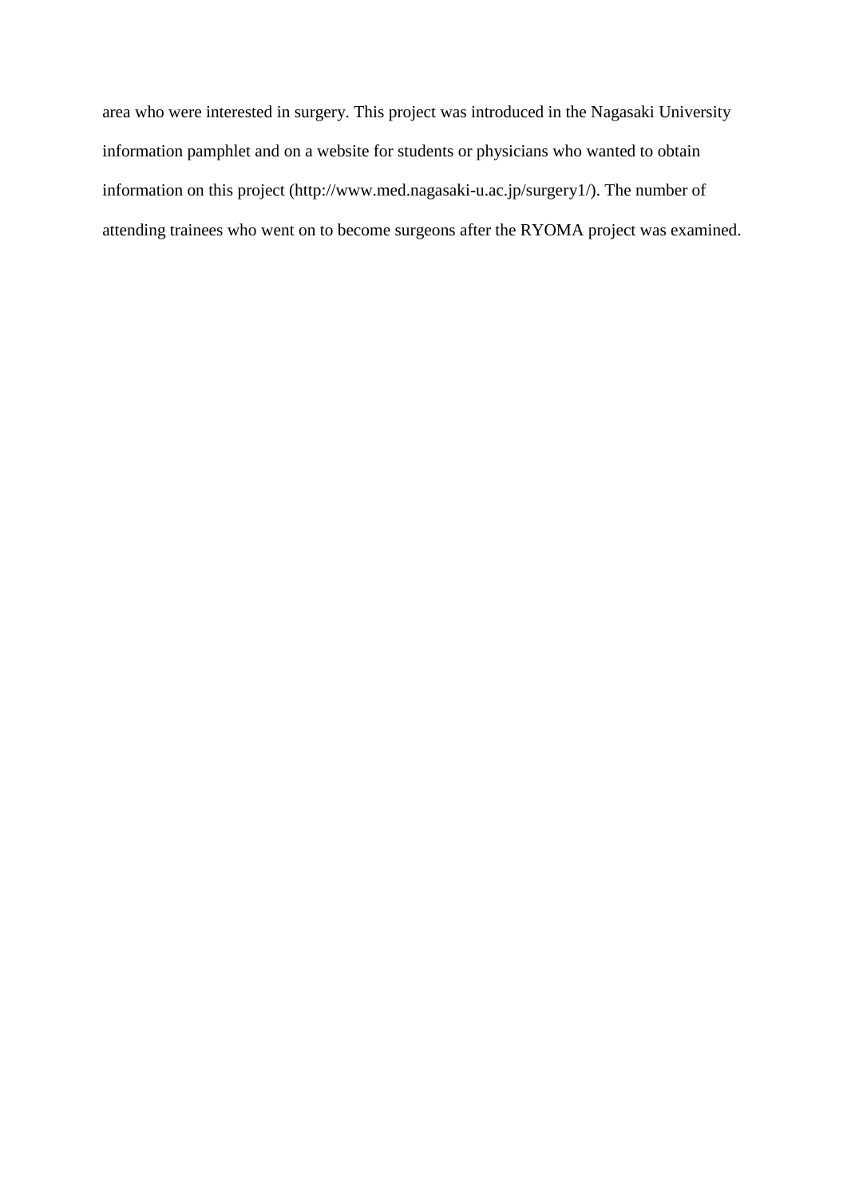area who were interested in surgery. This project was introduced in the Nagasaki University information pamphlet and on a website for students or physicians who wanted to obtain information on this project (http://www.med.nagasaki-u.ac.jp/surgery1/). The number of attending trainees who went on to become surgeons after the RYOMA project was examined.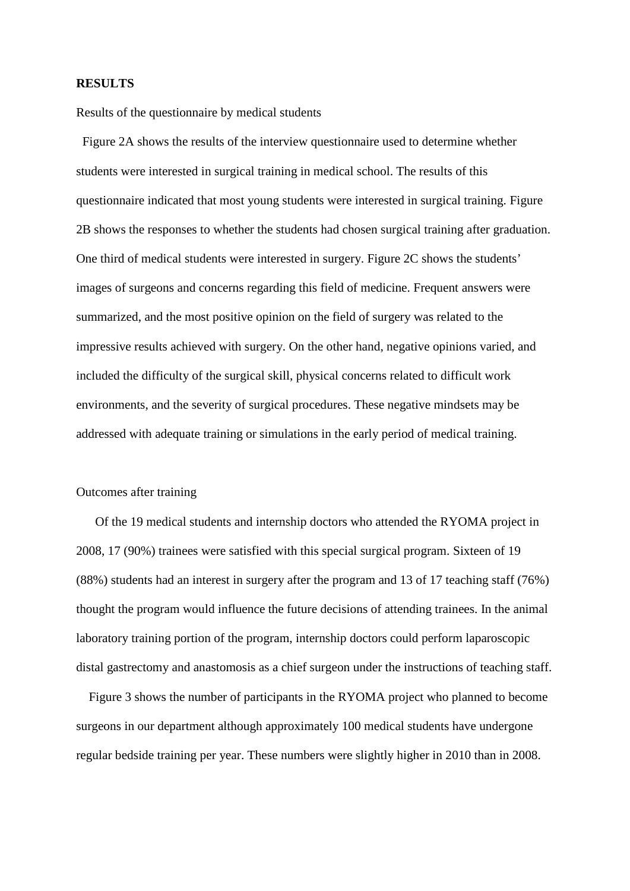**RESULTS**

Results of the questionnaire by medical students

Figure 2A shows the results of the interview questionnaire used to determine whether students were interested in surgical training in medical school. The results of this questionnaire indicated that most young students were interested in surgical training. Figure 2B shows the responses to whether the students had chosen surgical training after graduation. One third of medical students were interested in surgery. Figure 2C shows the students' images of surgeons and concerns regarding this field of medicine. Frequent answers were summarized, and the most positive opinion on the field of surgery was related to the impressive results achieved with surgery. On the other hand, negative opinions varied, and included the difficulty of the surgical skill, physical concerns related to difficult work environments, and the severity of surgical procedures. These negative mindsets may be addressed with adequate training or simulations in the early period of medical training.

Outcomes after training

Of the 19 medical students and internship doctors who attended the RYOMA project in 2008, 17 (90%) trainees were satisfied with this special surgical program. Sixteen of 19 (88%) students had an interest in surgery after the program and 13 of 17 teaching staff (76%) thought the program would influence the future decisions of attending trainees. In the animal laboratory training portion of the program, internship doctors could perform laparoscopic distal gastrectomy and anastomosis as a chief surgeon under the instructions of teaching staff.

Figure 3 shows the number of participants in the RYOMA project who planned to become surgeons in our department although approximately 100 medical students have undergone regular bedside training per year. These numbers were slightly higher in 2010 than in 2008.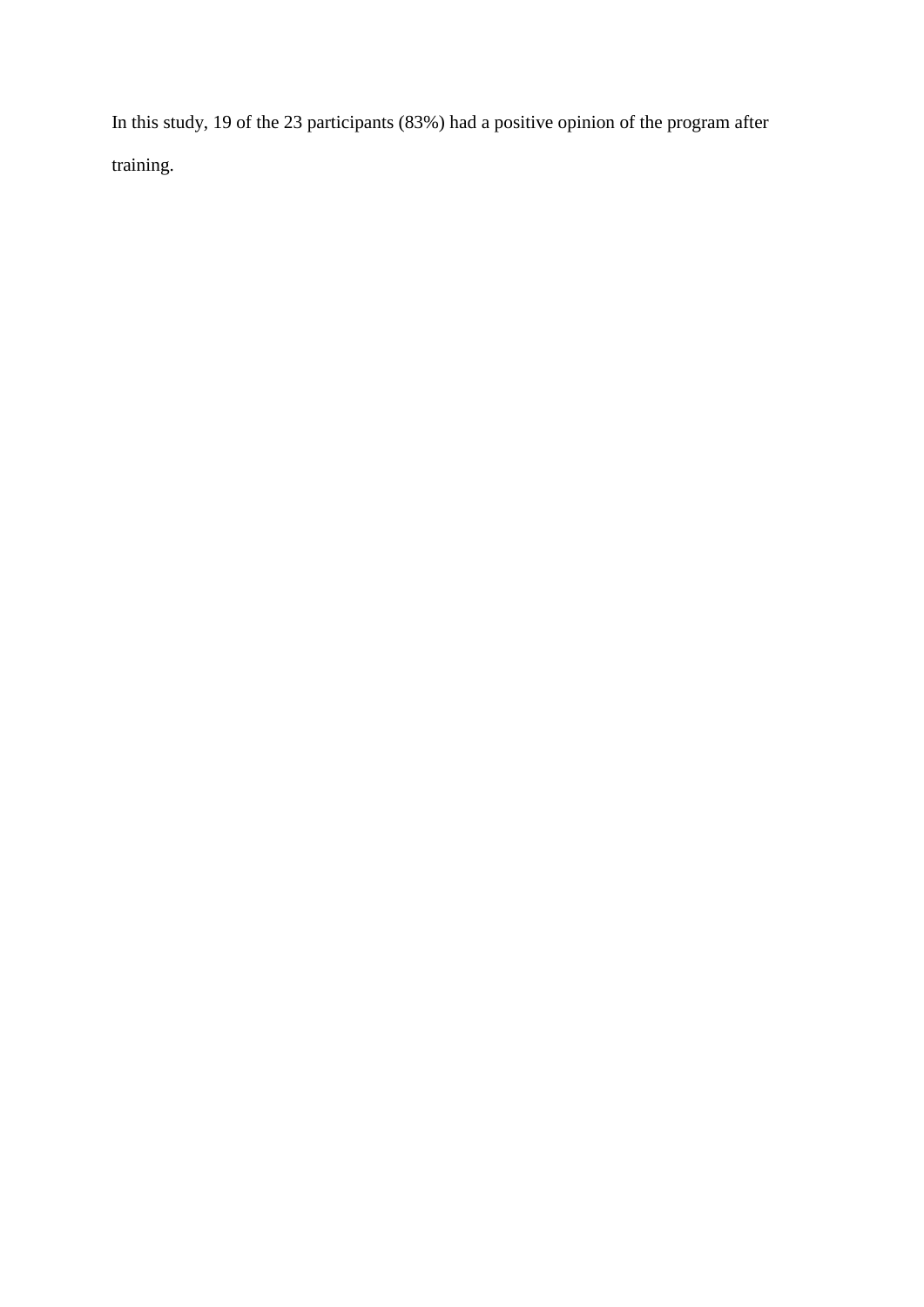In this study, 19 of the 23 participants (83%) had a positive opinion of the program after training.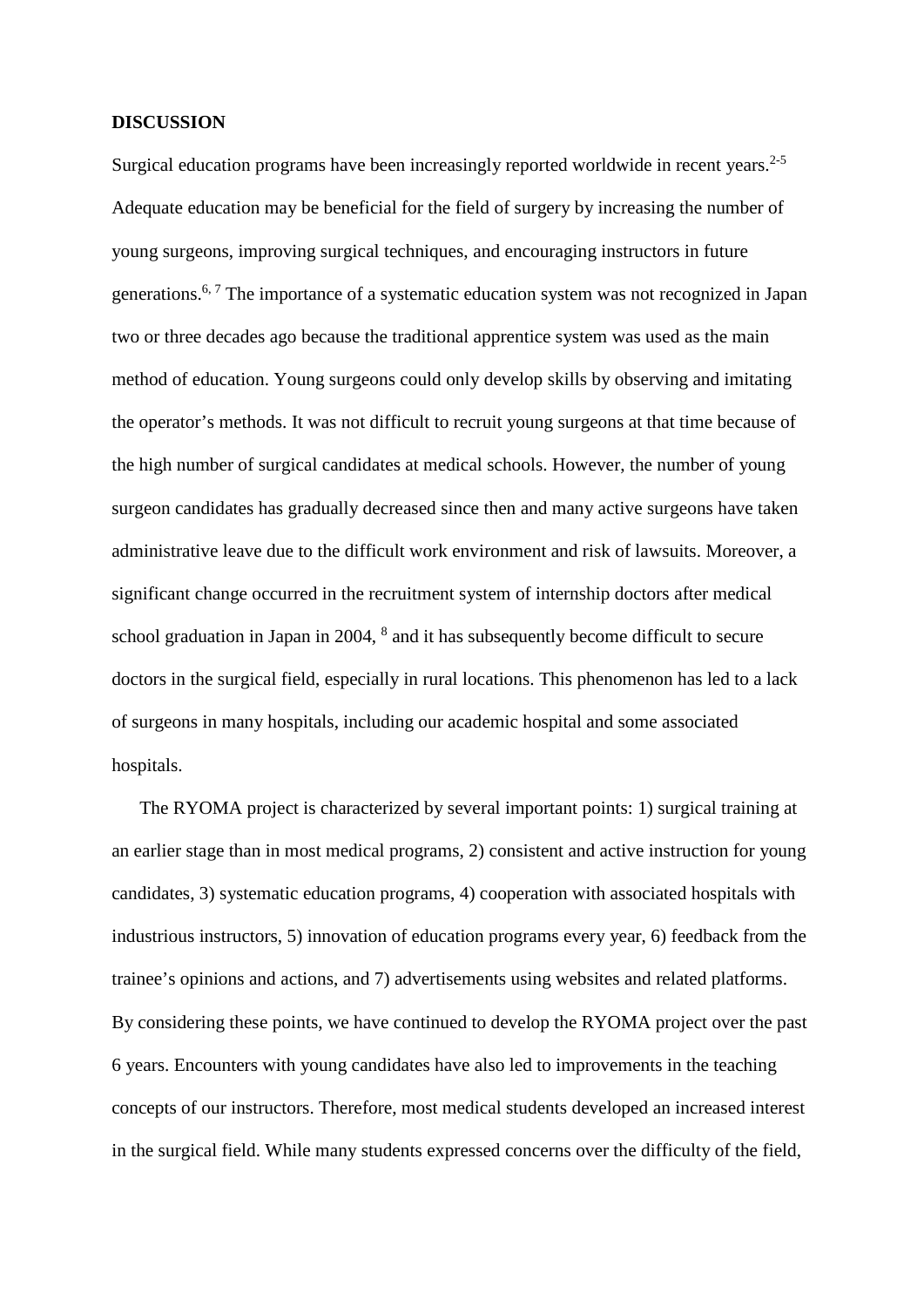# DISCUSSION

Surgical education programs have been increasingly reported worldwide in recent years.[2-5] Adequate education may be beneficial for the field of surgery by increasing the number of young surgeons, improving surgical techniques, and encouraging instructors in future generations.[6, 7] The importance of a systematic education system was not recognized in Japan two or three decades ago because the traditional apprentice system was used as the main method of education. Young surgeons could only develop skills by observing and imitating the operator's methods. It was not difficult to recruit young surgeons at that time because of the high number of surgical candidates at medical schools. However, the number of young surgeon candidates has gradually decreased since then and many active surgeons have taken administrative leave due to the difficult work environment and risk of lawsuits. Moreover, a significant change occurred in the recruitment system of internship doctors after medical school graduation in Japan in 2004, [8] and it has subsequently become difficult to secure doctors in the surgical field, especially in rural locations. This phenomenon has led to a lack of surgeons in many hospitals, including our academic hospital and some associated hospitals.

The RYOMA project is characterized by several important points: 1) surgical training at an earlier stage than in most medical programs, 2) consistent and active instruction for young candidates, 3) systematic education programs, 4) cooperation with associated hospitals with industrious instructors, 5) innovation of education programs every year, 6) feedback from the trainee's opinions and actions, and 7) advertisements using websites and related platforms. By considering these points, we have continued to develop the RYOMA project over the past 6 years. Encounters with young candidates have also led to improvements in the teaching concepts of our instructors. Therefore, most medical students developed an increased interest in the surgical field. While many students expressed concerns over the difficulty of the field,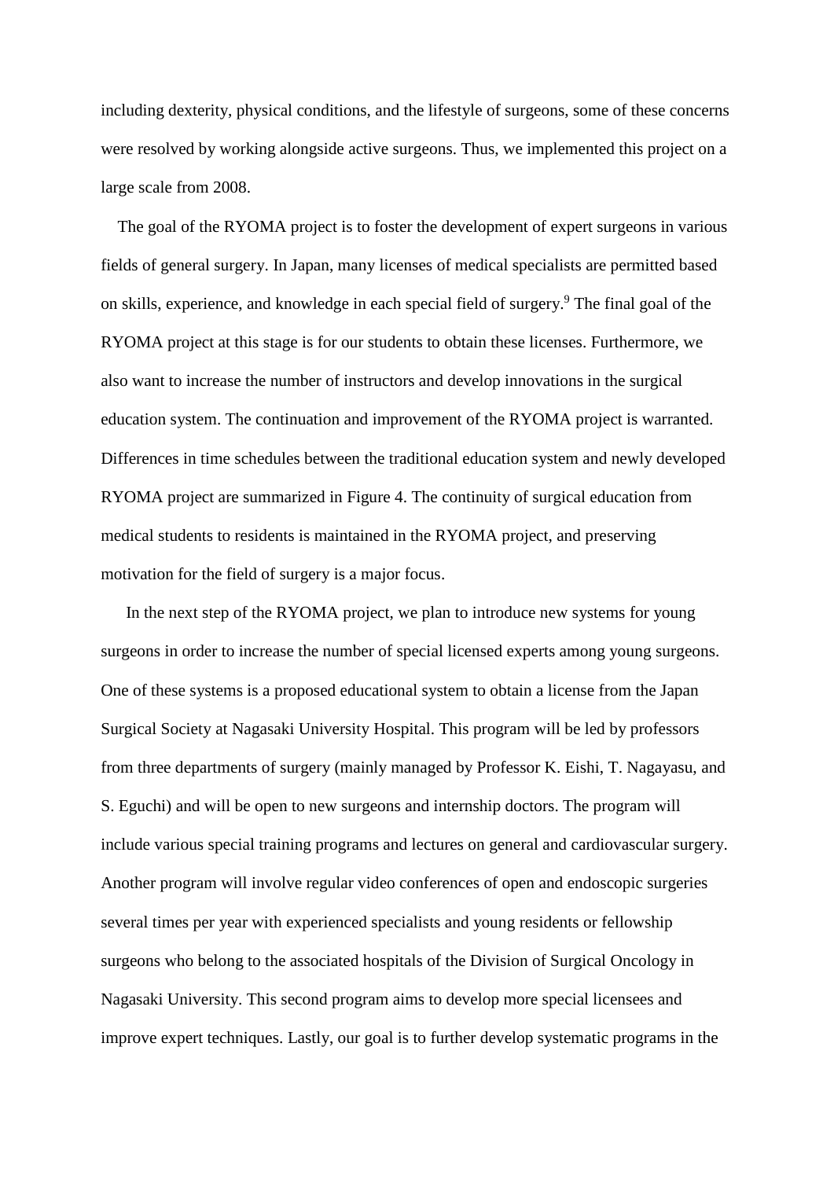including dexterity, physical conditions, and the lifestyle of surgeons, some of these concerns were resolved by working alongside active surgeons. Thus, we implemented this project on a large scale from 2008.

The goal of the RYOMA project is to foster the development of expert surgeons in various fields of general surgery. In Japan, many licenses of medical specialists are permitted based on skills, experience, and knowledge in each special field of surgery.[9] The final goal of the RYOMA project at this stage is for our students to obtain these licenses. Furthermore, we also want to increase the number of instructors and develop innovations in the surgical education system. The continuation and improvement of the RYOMA project is warranted. Differences in time schedules between the traditional education system and newly developed RYOMA project are summarized in Figure 4. The continuity of surgical education from medical students to residents is maintained in the RYOMA project, and preserving motivation for the field of surgery is a major focus.

In the next step of the RYOMA project, we plan to introduce new systems for young surgeons in order to increase the number of special licensed experts among young surgeons. One of these systems is a proposed educational system to obtain a license from the Japan Surgical Society at Nagasaki University Hospital. This program will be led by professors from three departments of surgery (mainly managed by Professor K. Eishi, T. Nagayasu, and S. Eguchi) and will be open to new surgeons and internship doctors. The program will include various special training programs and lectures on general and cardiovascular surgery. Another program will involve regular video conferences of open and endoscopic surgeries several times per year with experienced specialists and young residents or fellowship surgeons who belong to the associated hospitals of the Division of Surgical Oncology in Nagasaki University. This second program aims to develop more special licensees and improve expert techniques. Lastly, our goal is to further develop systematic programs in the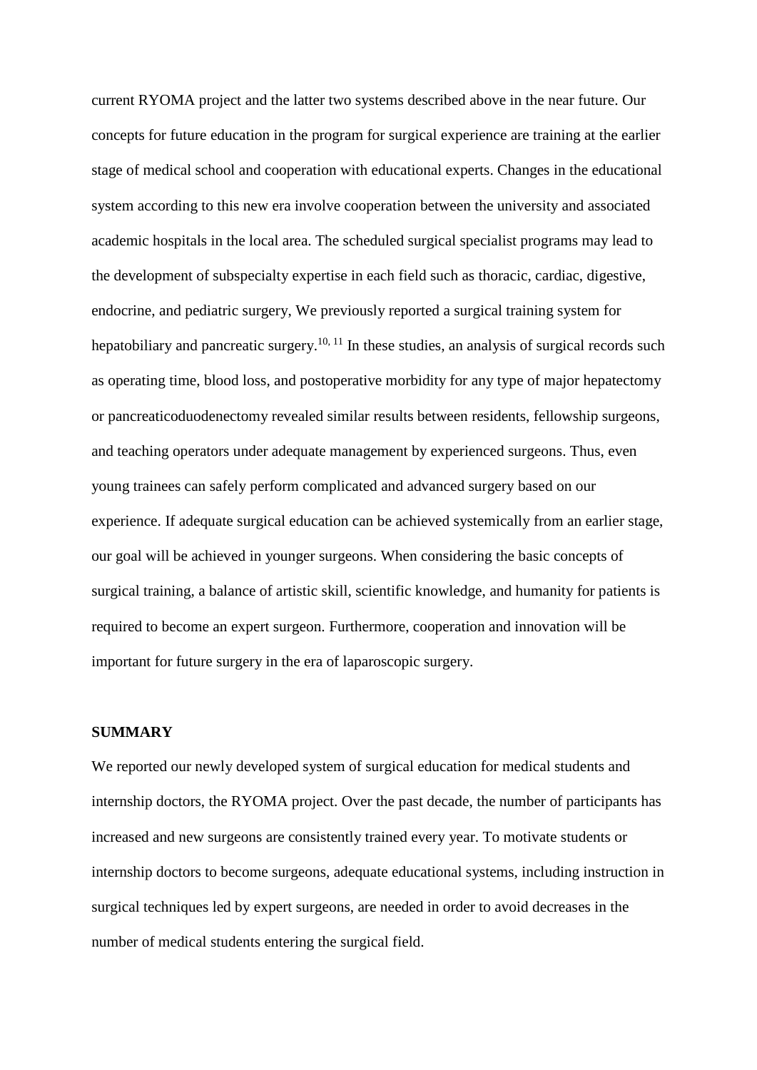current RYOMA project and the latter two systems described above in the near future. Our concepts for future education in the program for surgical experience are training at the earlier stage of medical school and cooperation with educational experts. Changes in the educational system according to this new era involve cooperation between the university and associated academic hospitals in the local area. The scheduled surgical specialist programs may lead to the development of subspecialty expertise in each field such as thoracic, cardiac, digestive, endocrine, and pediatric surgery, We previously reported a surgical training system for hepatobiliary and pancreatic surgery.[10, 11] In these studies, an analysis of surgical records such as operating time, blood loss, and postoperative morbidity for any type of major hepatectomy or pancreaticoduodenectomy revealed similar results between residents, fellowship surgeons, and teaching operators under adequate management by experienced surgeons. Thus, even young trainees can safely perform complicated and advanced surgery based on our experience. If adequate surgical education can be achieved systemically from an earlier stage, our goal will be achieved in younger surgeons. When considering the basic concepts of surgical training, a balance of artistic skill, scientific knowledge, and humanity for patients is required to become an expert surgeon. Furthermore, cooperation and innovation will be important for future surgery in the era of laparoscopic surgery.

## SUMMARY

We reported our newly developed system of surgical education for medical students and internship doctors, the RYOMA project. Over the past decade, the number of participants has increased and new surgeons are consistently trained every year. To motivate students or internship doctors to become surgeons, adequate educational systems, including instruction in surgical techniques led by expert surgeons, are needed in order to avoid decreases in the number of medical students entering the surgical field.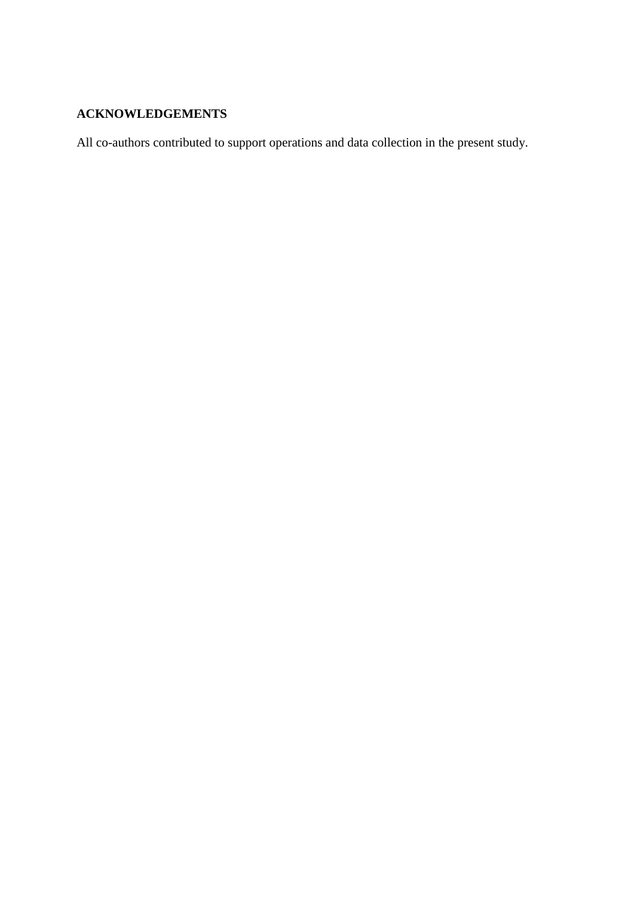## ACKNOWLEDGEMENTS

All co-authors contributed to support operations and data collection in the present study.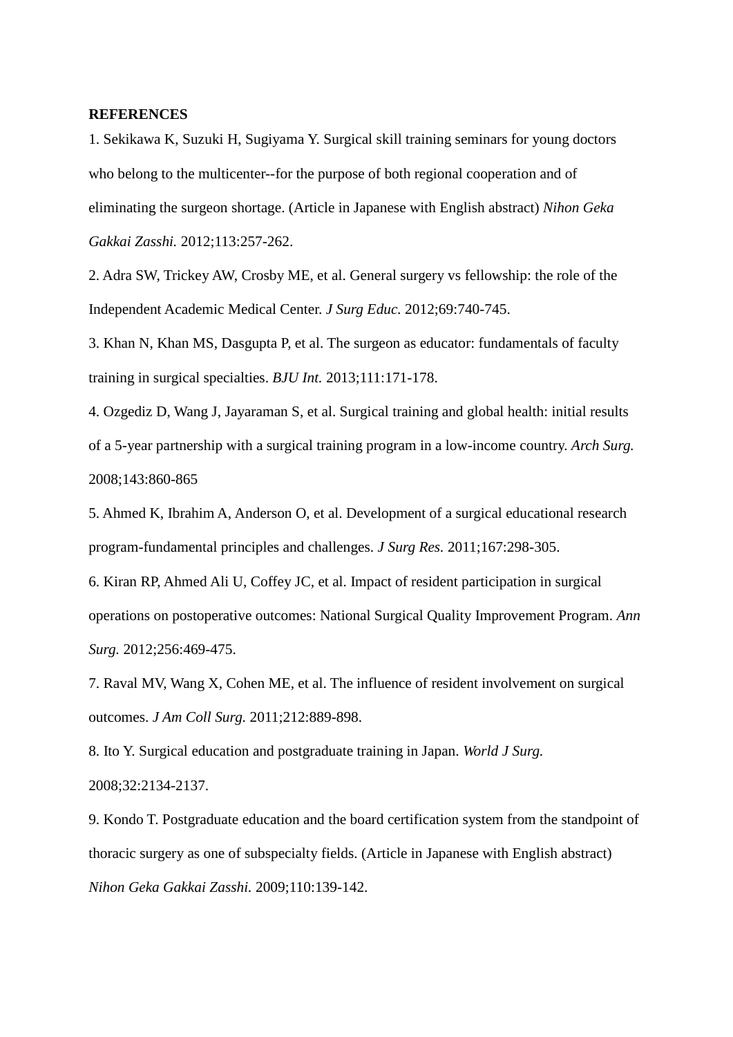**REFERENCES**

1. Sekikawa K, Suzuki H, Sugiyama Y. Surgical skill training seminars for young doctors who belong to the multicenter--for the purpose of both regional cooperation and of eliminating the surgeon shortage. (Article in Japanese with English abstract) *Nihon Geka Gakkai Zasshi.* 2012;113:257-262.

2. Adra SW, Trickey AW, Crosby ME, et al. General surgery vs fellowship: the role of the Independent Academic Medical Center. *J Surg Educ.* 2012;69:740-745.

3. Khan N, Khan MS, Dasgupta P, et al. The surgeon as educator: fundamentals of faculty training in surgical specialties. *BJU Int.* 2013;111:171-178.

4. Ozgediz D, Wang J, Jayaraman S, et al. Surgical training and global health: initial results of a 5-year partnership with a surgical training program in a low-income country. *Arch Surg.* 2008;143:860-865

5. Ahmed K, Ibrahim A, Anderson O, et al. Development of a surgical educational research program-fundamental principles and challenges. *J Surg Res.* 2011;167:298-305.

6. Kiran RP, Ahmed Ali U, Coffey JC, et al. Impact of resident participation in surgical operations on postoperative outcomes: National Surgical Quality Improvement Program. *Ann Surg.* 2012;256:469-475.

7. Raval MV, Wang X, Cohen ME, et al. The influence of resident involvement on surgical outcomes. *J Am Coll Surg.* 2011;212:889-898.

8. Ito Y. Surgical education and postgraduate training in Japan. *World J Surg.* 2008;32:2134-2137.

9. Kondo T. Postgraduate education and the board certification system from the standpoint of thoracic surgery as one of subspecialty fields. (Article in Japanese with English abstract) *Nihon Geka Gakkai Zasshi.* 2009;110:139-142.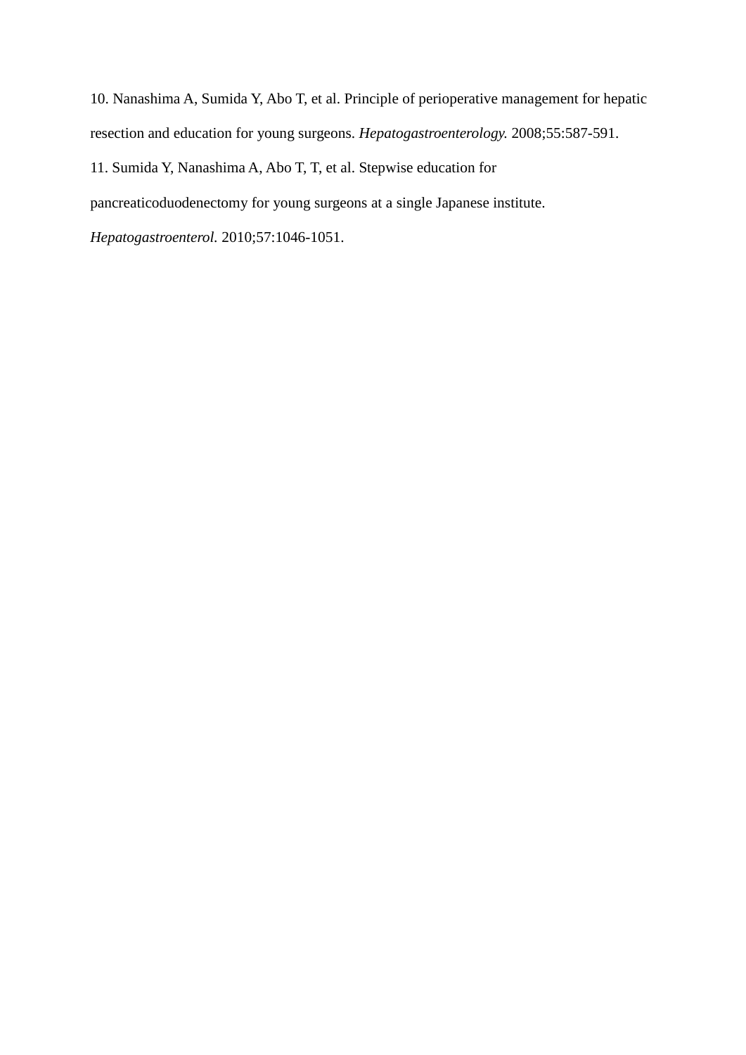10. Nanashima A, Sumida Y, Abo T, et al. Principle of perioperative management for hepatic resection and education for young surgeons. *Hepatogastroenterology.* 2008;55:587-591.

11. Sumida Y, Nanashima A, Abo T, T, et al. Stepwise education for pancreaticoduodenectomy for young surgeons at a single Japanese institute. *Hepatogastroenterol.* 2010;57:1046-1051.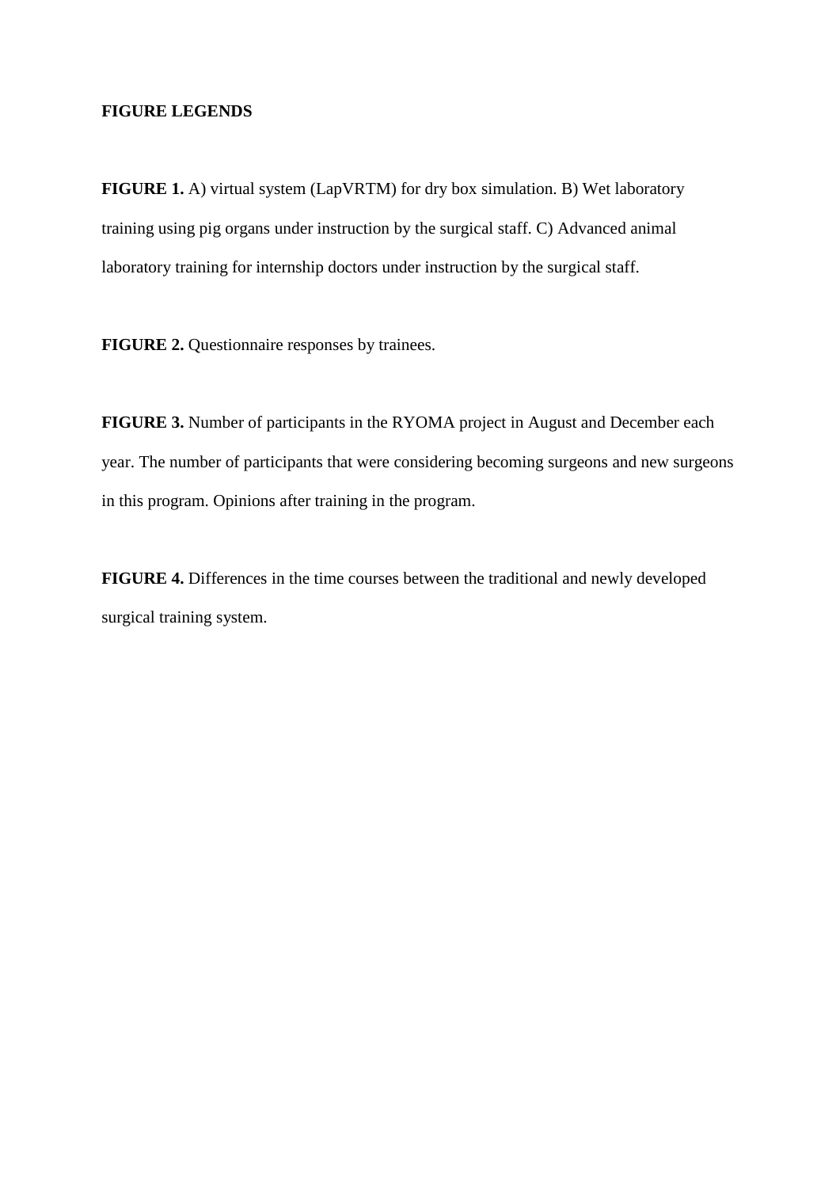**FIGURE LEGENDS**

**FIGURE 1.** A) virtual system (LapVRTM) for dry box simulation. B) Wet laboratory training using pig organs under instruction by the surgical staff. C) Advanced animal laboratory training for internship doctors under instruction by the surgical staff.

**FIGURE 2.** Questionnaire responses by trainees.

**FIGURE 3.** Number of participants in the RYOMA project in August and December each year. The number of participants that were considering becoming surgeons and new surgeons in this program. Opinions after training in the program.

**FIGURE 4.** Differences in the time courses between the traditional and newly developed surgical training system.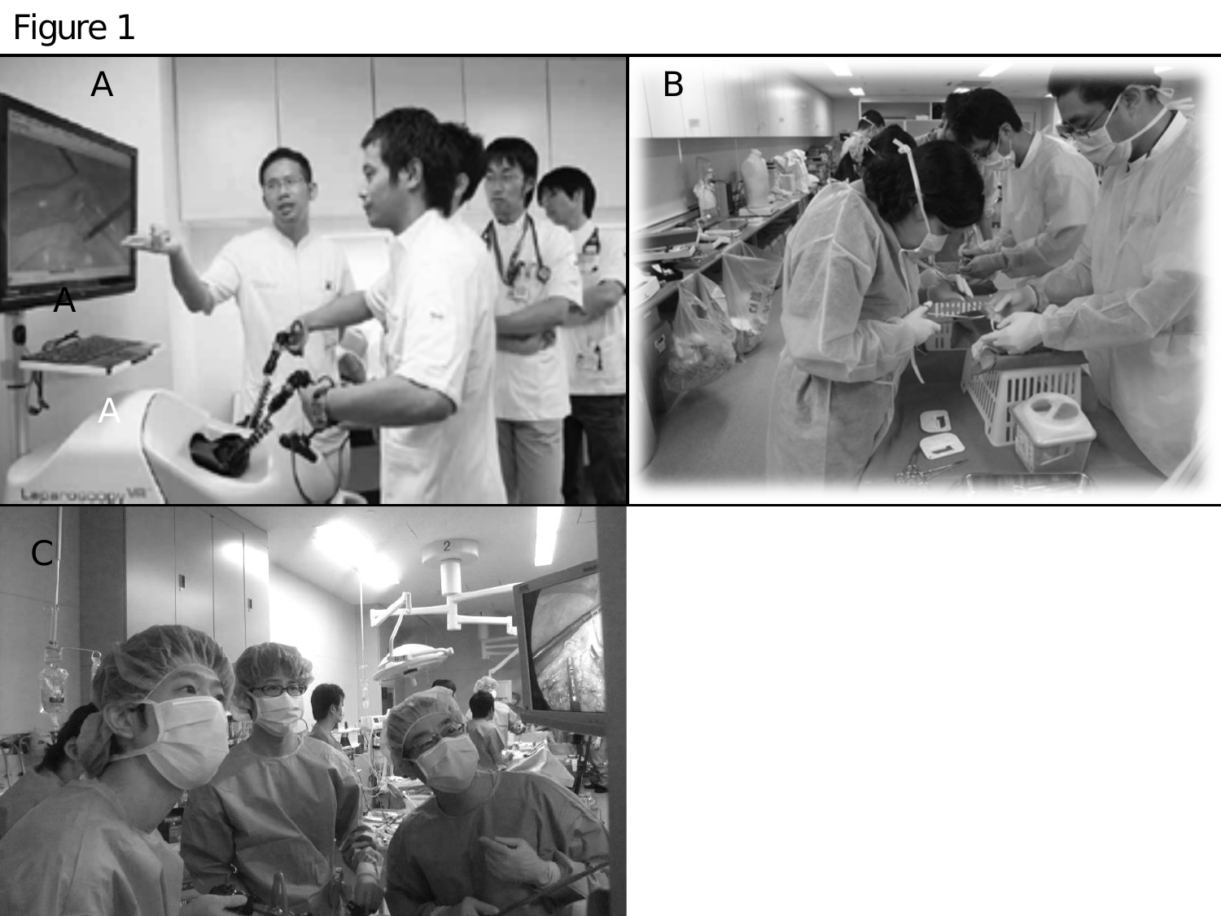Figure 1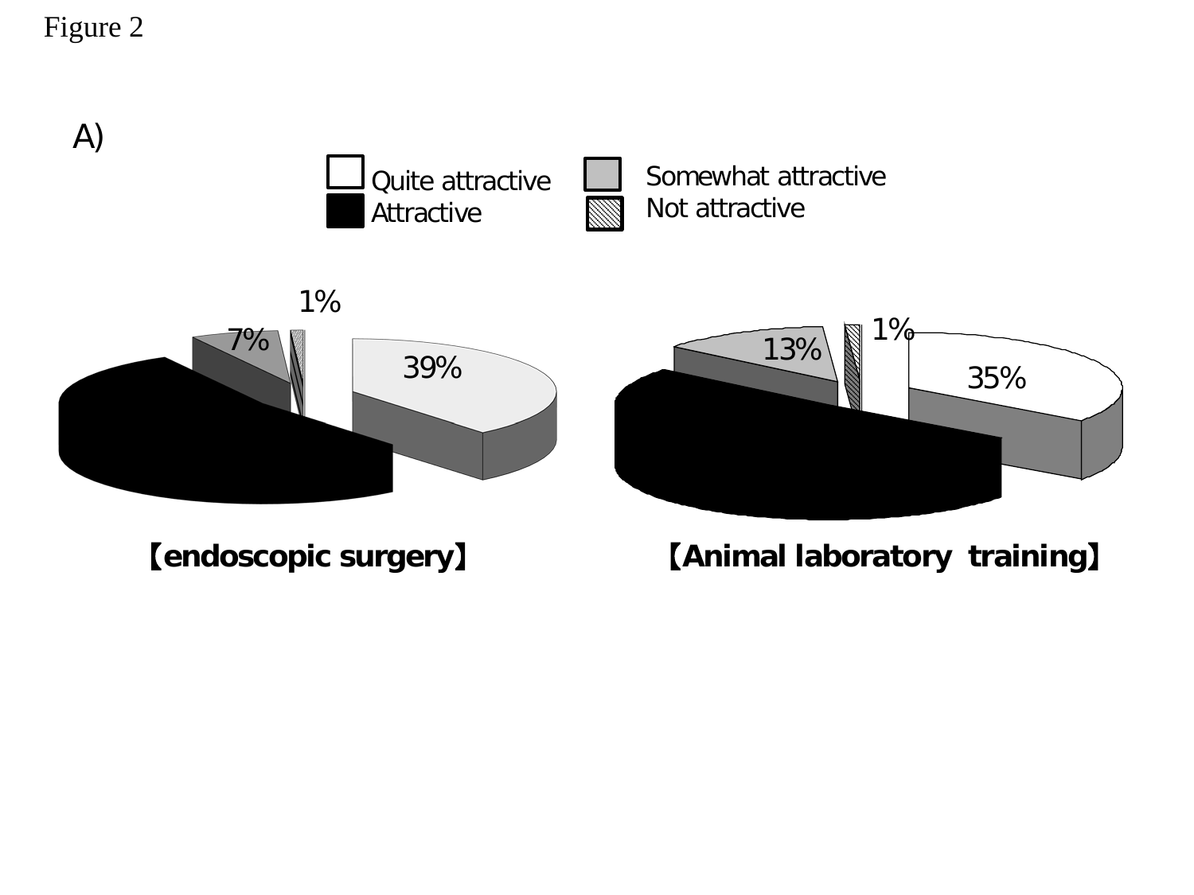Figure 2

A)

Quite attractive
Attractive
Somewhat attractive
Not attractive

1%
7%
39%

【endoscopic surgery】

1%
13%
35%

【Animal laboratory training】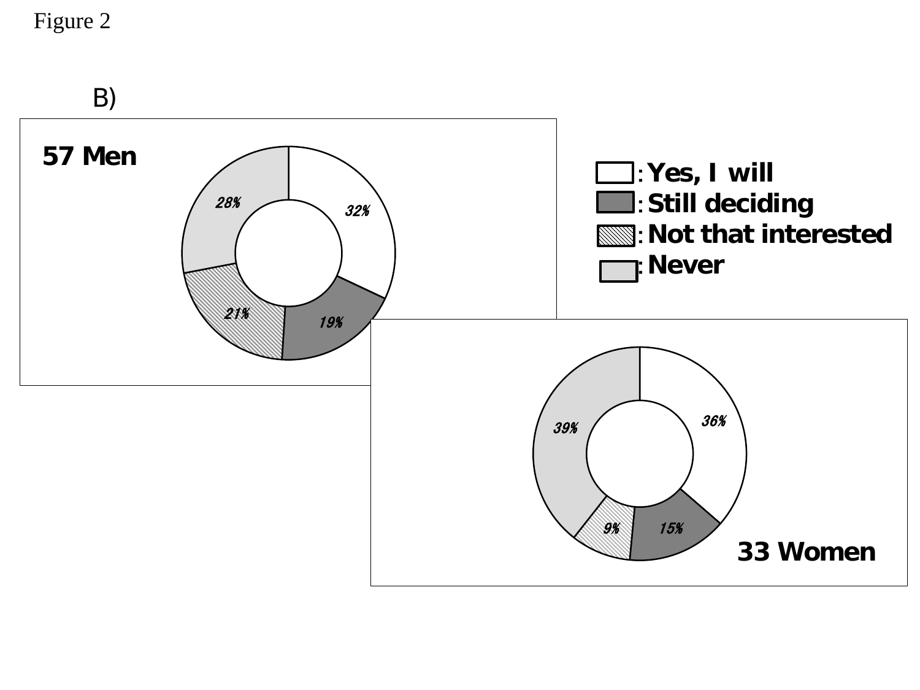Figure 2

B)

**57 Men**

| Response | Percentage |
| --- | --- |
| Yes, I will | 32% |
| Still deciding | 19% |
| Not that interested | 21% |
| Never | 28% |

**33 Women**

| Response | Percentage |
| --- | --- |
| Yes, I will | 36% |
| Still deciding | 15% |
| Not that interested | 9% |
| Never | 39% |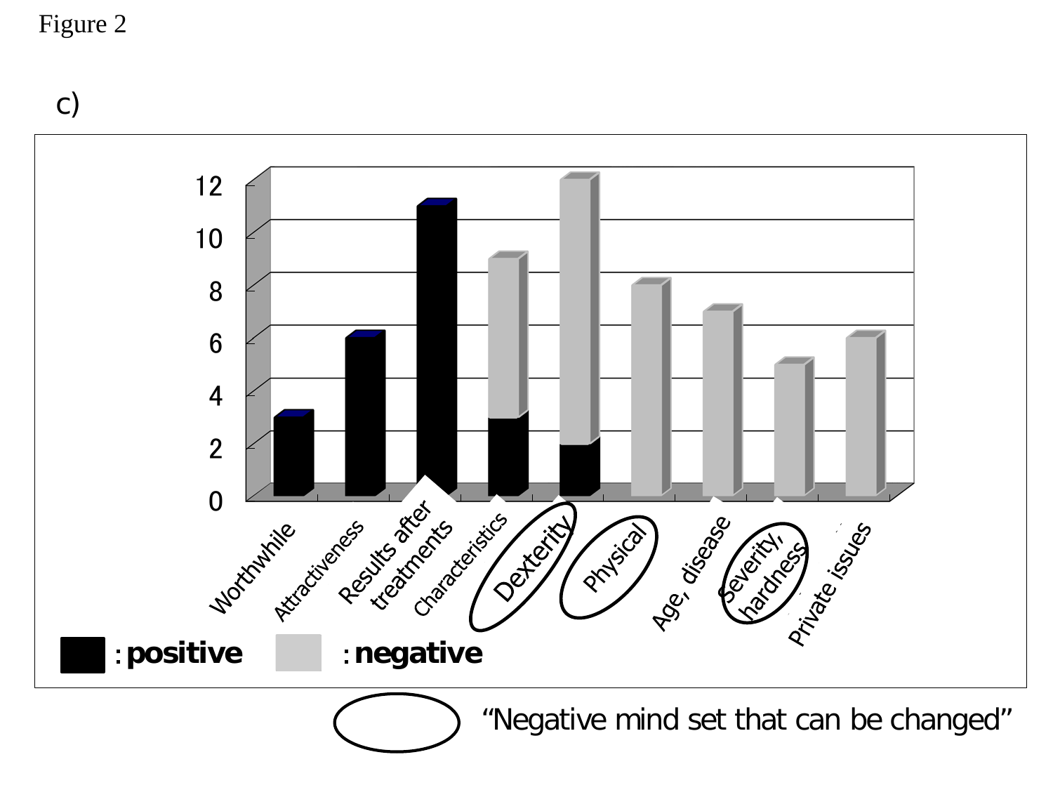Figure 2

c)

| Category | positive | negative |
| --- | --- | --- |
| Worthwhile | 3 | |
| Attractiveness | 6 | |
| Results after treatments | 11 | |
| Characteristics | 3 | 6 |
| Dexterity | 2 | 10 |
| Physical | | 8 |
| Age, disease | | 7 |
| Severity, hardness | | 5 |
| Private issues | | 6 |

■ : positive ■ : negative

◯ "Negative mind set that can be changed" (circled: Dexterity, Physical, Severity, hardness)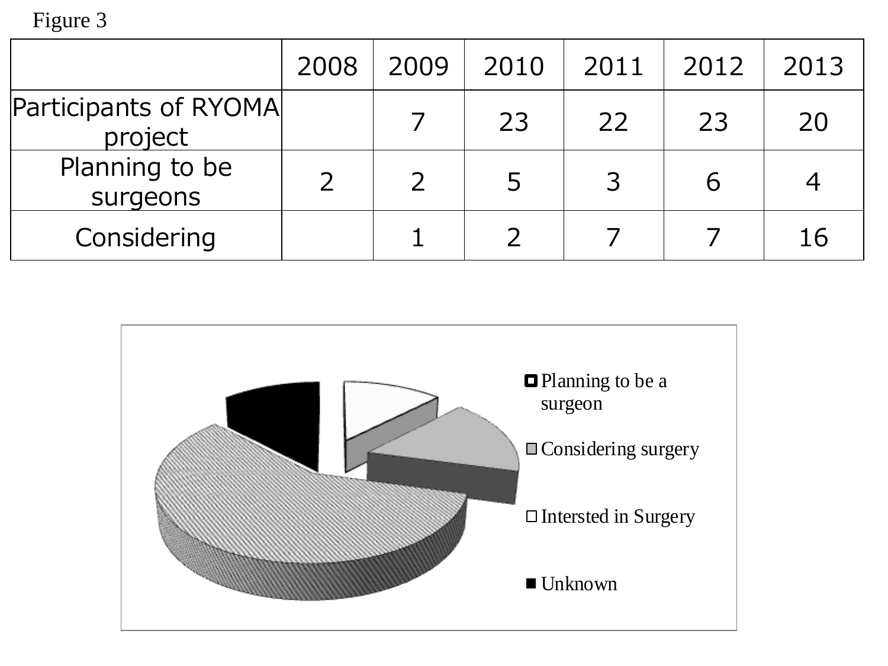Figure 3

| | 2008 | 2009 | 2010 | 2011 | 2012 | 2013 |
|---|---|---|---|---|---|---|
| Participants of RYOMA project | | 7 | 23 | 22 | 23 | 20 |
| Planning to be surgeons | 2 | 2 | 5 | 3 | 6 | 4 |
| Considering | | 1 | 2 | 7 | 7 | 16 |

Planning to be a surgeon

Considering surgery

Intersted in Surgery

Unknown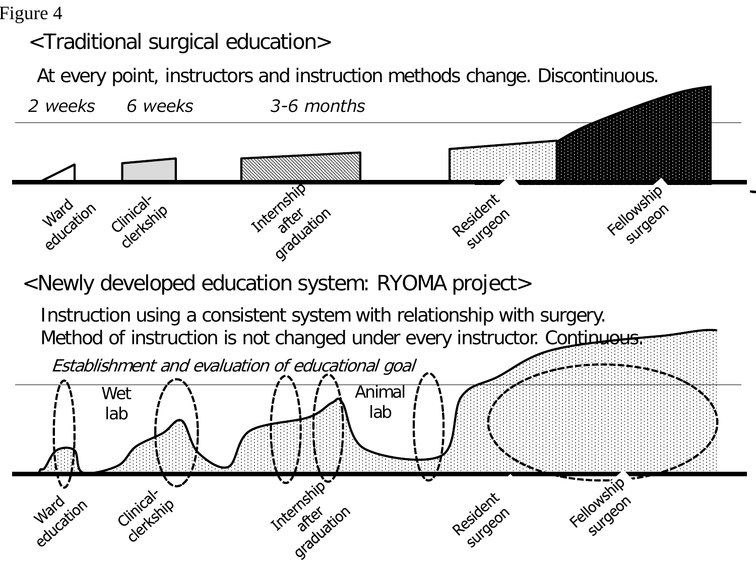Figure 4

<Traditional surgical education>

At every point, instructors and instruction methods change. Discontinuous.

*2 weeks* *6 weeks* *3-6 months*

Ward education

Clinical-clerkship

Internship after graduation

Resident surgeon

Fellowship surgeon

<Newly developed education system: RYOMA project>

Instruction using a consistent system with relationship with surgery.
Method of instruction is not changed under every instructor. Continuous.

*Establishment and evaluation of educational goal*

Wet lab

Animal lab

Ward education

Clinical-clerkship

Internship after graduation

Resident surgeon

Fellowship surgeon